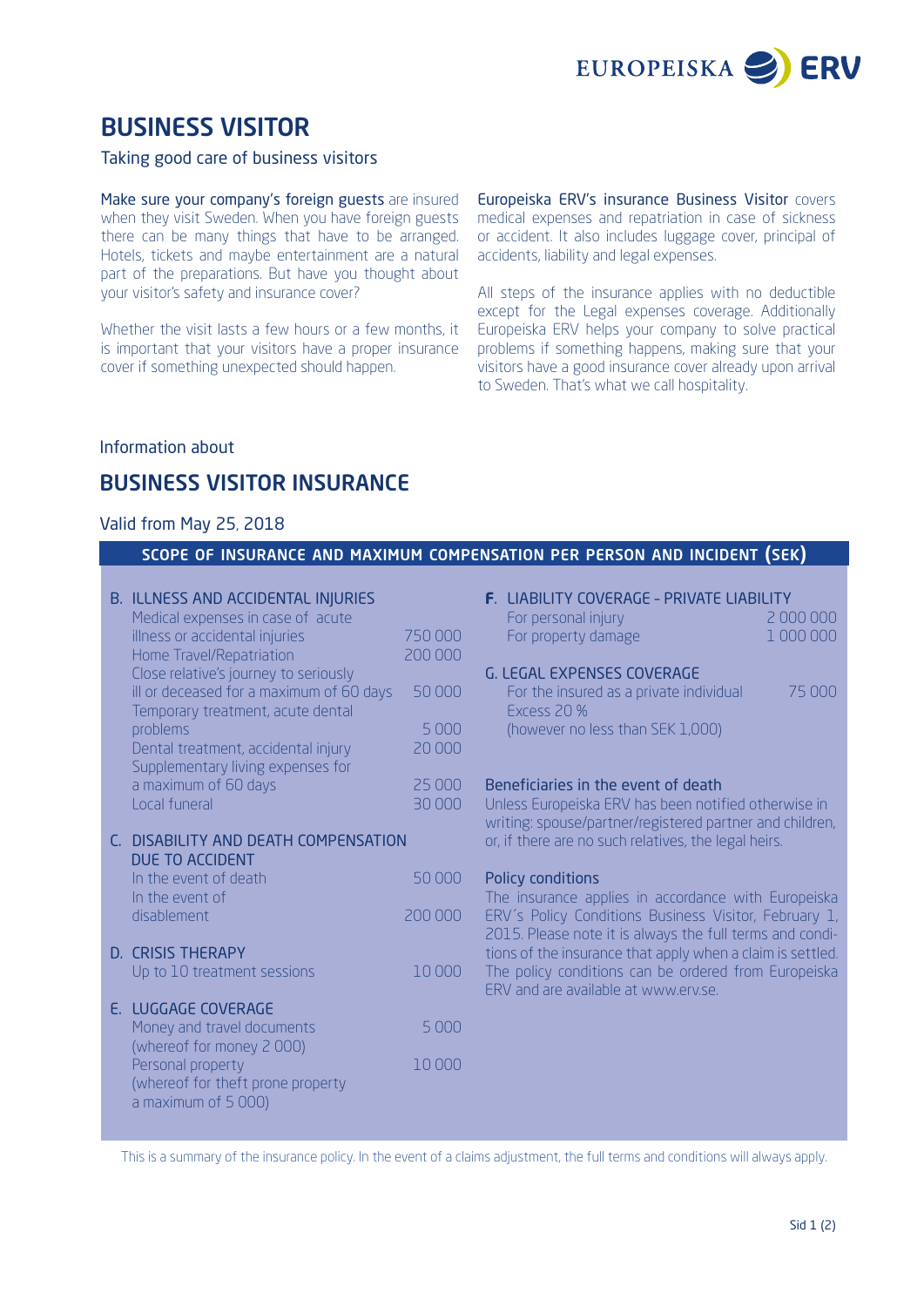# BUSINESS VISITOR

Taking good care of business visitors

**Make sure your company's foreign guests** are insured when they visit Sweden. When you have foreign guests there can be many things that have to be arranged. Hotels, tickets and maybe entertainment are a natural part of the preparations. But have you thought about your visitor's safety and insurance cover?

Whether the visit lasts a few hours or a few months, it is important that your visitors have a proper insurance cover if something unexpected should happen.

**Europeiska ERV's insurance Business Visitor** covers medical expenses and repatriation in case of sickness or accident. It also includes luggage cover, principal of accidents, liability and legal expenses.

All steps of the insurance applies with no deductible except for the Legal expenses coverage. Additionally Europeiska ERV helps your company to solve practical problems if something happens, making sure that your visitors have a good insurance cover already upon arrival to Sweden. That's what we call hospitality.

Information about

# BUSINESS VISITOR INSURANCE

Valid from May 25, 2018

## SCOPE OF INSURANCE AND MAXIMUM COMPENSATION PER PERSON AND INCIDENT (SEK)

### B. ILLNESS AND ACCIDENTAL INJURIES

| | |
|---|---|
| Medical expenses in case of acute illness or accidental injuries | 750 000 |
| Home Travel/Repatriation | 200 000 |
| Close relative's journey to seriously ill or deceased for a maximum of 60 days | 50 000 |
| Temporary treatment, acute dental problems | 5 000 |
| Dental treatment, accidental injury | 20 000 |
| Supplementary living expenses for a maximum of 60 days | 25 000 |
| Local funeral | 30 000 |

### C. DISABILITY AND DEATH COMPENSATION DUE TO ACCIDENT

| | |
|---|---|
| In the event of death | 50 000 |
| In the event of disablement | 200 000 |

### D. CRISIS THERAPY

| | |
|---|---|
| Up to 10 treatment sessions | 10 000 |

### E. LUGGAGE COVERAGE

| | |
|---|---|
| Money and travel documents (whereof for money 2 000) | 5 000 |
| Personal property (whereof for theft prone property a maximum of 5 000) | 10 000 |

### F. LIABILITY COVERAGE - PRIVATE LIABILITY

| | |
|---|---|
| For personal injury | 2 000 000 |
| For property damage | 1 000 000 |

### G. LEGAL EXPENSES COVERAGE

| | |
|---|---|
| For the insured as a private individual<br>Excess 20 %<br>(however no less than SEK 1,000) | 75 000 |

### Beneficiaries in the event of death

Unless Europeiska ERV has been notified otherwise in writing: spouse/partner/registered partner and children, or, if there are no such relatives, the legal heirs.

### Policy conditions

The insurance applies in accordance with Europeiska ERV´s Policy Conditions Business Visitor, February 1, 2015. Please note it is always the full terms and conditions of the insurance that apply when a claim is settled. The policy conditions can be ordered from Europeiska ERV and are available at www.erv.se.

This is a summary of the insurance policy. In the event of a claims adjustment, the full terms and conditions will always apply.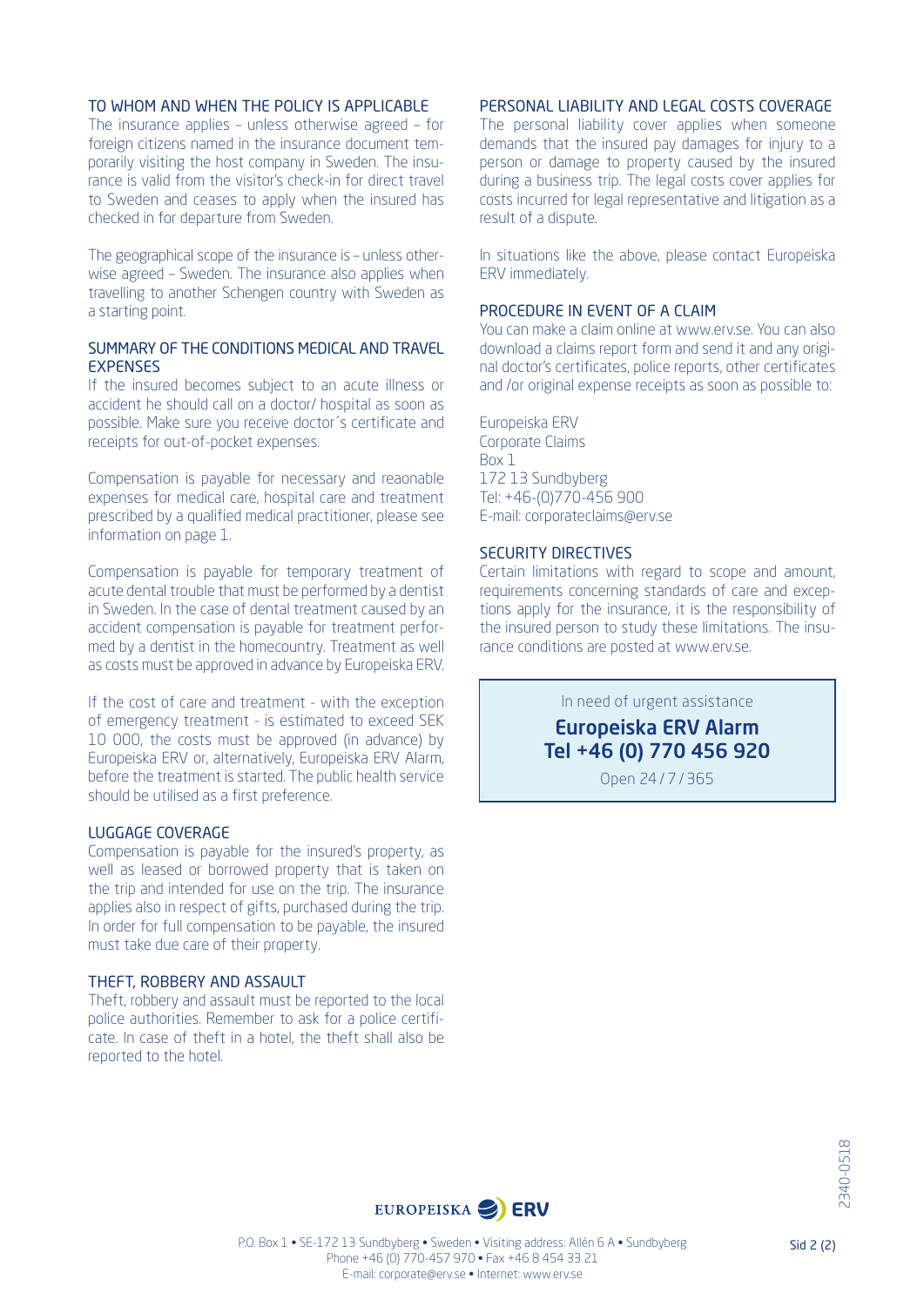## TO WHOM AND WHEN THE POLICY IS APPLICABLE

The insurance applies – unless otherwise agreed – for foreign citizens named in the insurance document temporarily visiting the host company in Sweden. The insurance is valid from the visitor's check-in for direct travel to Sweden and ceases to apply when the insured has checked in for departure from Sweden.

The geographical scope of the insurance is – unless otherwise agreed – Sweden. The insurance also applies when travelling to another Schengen country with Sweden as a starting point.

## SUMMARY OF THE CONDITIONS MEDICAL AND TRAVEL EXPENSES

If the insured becomes subject to an acute illness or accident he should call on a doctor/ hospital as soon as possible. Make sure you receive doctor´s certificate and receipts for out-of-pocket expenses.

Compensation is payable for necessary and reaonable expenses for medical care, hospital care and treatment prescribed by a qualified medical practitioner, please see information on page 1.

Compensation is payable for temporary treatment of acute dental trouble that must be performed by a dentist in Sweden. In the case of dental treatment caused by an accident compensation is payable for treatment performed by a dentist in the homecountry. Treatment as well as costs must be approved in advance by Europeiska ERV.

If the cost of care and treatment - with the exception of emergency treatment - is estimated to exceed SEK 10 000, the costs must be approved (in advance) by Europeiska ERV or, alternatively, Europeiska ERV Alarm, before the treatment is started. The public health service should be utilised as a first preference.

## LUGGAGE COVERAGE

Compensation is payable for the insured's property, as well as leased or borrowed property that is taken on the trip and intended for use on the trip. The insurance applies also in respect of gifts, purchased during the trip. In order for full compensation to be payable, the insured must take due care of their property.

## THEFT, ROBBERY AND ASSAULT

Theft, robbery and assault must be reported to the local police authorities. Remember to ask for a police certificate. In case of theft in a hotel, the theft shall also be reported to the hotel.

## PERSONAL LIABILITY AND LEGAL COSTS COVERAGE

The personal liability cover applies when someone demands that the insured pay damages for injury to a person or damage to property caused by the insured during a business trip. The legal costs cover applies for costs incurred for legal representative and litigation as a result of a dispute.

In situations like the above, please contact Europeiska ERV immediately.

## PROCEDURE IN EVENT OF A CLAIM

You can make a claim online at www.erv.se. You can also download a claims report form and send it and any original doctor's certificates, police reports, other certificates and /or original expense receipts as soon as possible to:

Europeiska ERV
Corporate Claims
Box 1
172 13 Sundbyberg
Tel: +46-(0)770-456 900
E-mail: corporateclaims@erv.se

## SECURITY DIRECTIVES

Certain limitations with regard to scope and amount, requirements concerning standards of care and exceptions apply for the insurance, it is the responsibility of the insured person to study these limitations. The insurance conditions are posted at www.erv.se.

In need of urgent assistance

**Europeiska ERV Alarm**
**Tel +46 (0) 770 456 920**

Open 24 / 7 / 365

2340-0518

EUROPEISKA ERV

P.O. Box 1 • SE-172 13 Sundbyberg • Sweden • Visiting address: Allén 6 A • Sundbyberg
Phone +46 (0) 770-457 970 • Fax +46 8 454 33 21
E-mail: corporate@erv.se • Internet: www.erv.se